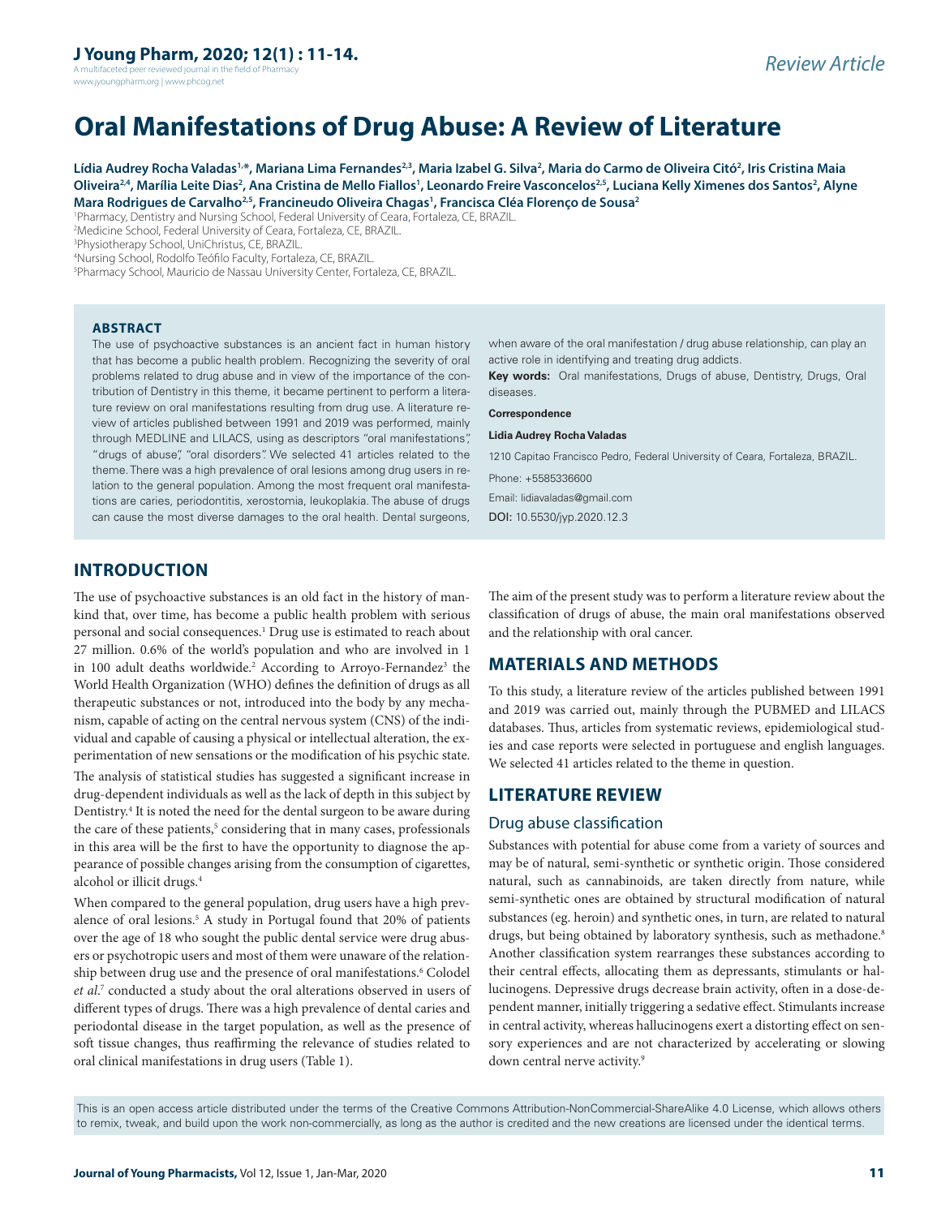Review Article

# Oral Manifestations of Drug Abuse: A Review of Literature

**Lídia Audrey Rocha Valadas[1,\*], Mariana Lima Fernandes[2,3], Maria Izabel G. Silva[2], Maria do Carmo de Oliveira Citó[2], Iris Cristina Maia Oliveira[2,4], Marília Leite Dias[2], Ana Cristina de Mello Fiallos[1], Leonardo Freire Vasconcelos[2,5], Luciana Kelly Ximenes dos Santos[2], Alyne Mara Rodrigues de Carvalho[2,5], Francineudo Oliveira Chagas[1], Francisca Cléa Florenço de Sousa[2]**

[1]Pharmacy, Dentistry and Nursing School, Federal University of Ceara, Fortaleza, CE, BRAZIL.
[2]Medicine School, Federal University of Ceara, Fortaleza, CE, BRAZIL.
[3]Physiotherapy School, UniChristus, CE, BRAZIL.
[4]Nursing School, Rodolfo Teófilo Faculty, Fortaleza, CE, BRAZIL.
[5]Pharmacy School, Mauricio de Nassau University Center, Fortaleza, CE, BRAZIL.

## ABSTRACT

The use of psychoactive substances is an ancient fact in human history that has become a public health problem. Recognizing the severity of oral problems related to drug abuse and in view of the importance of the contribution of Dentistry in this theme, it became pertinent to perform a literature review on oral manifestations resulting from drug use. A literature review of articles published between 1991 and 2019 was performed, mainly through MEDLINE and LILACS, using as descriptors "oral manifestations", "drugs of abuse", "oral disorders". We selected 41 articles related to the theme. There was a high prevalence of oral lesions among drug users in relation to the general population. Among the most frequent oral manifestations are caries, periodontitis, xerostomia, leukoplakia. The abuse of drugs can cause the most diverse damages to the oral health. Dental surgeons, when aware of the oral manifestation / drug abuse relationship, can play an active role in identifying and treating drug addicts.

**Key words:** Oral manifestations, Drugs of abuse, Dentistry, Drugs, Oral diseases.

**Correspondence**

**Lidia Audrey Rocha Valadas**

1210 Capitao Francisco Pedro, Federal University of Ceara, Fortaleza, BRAZIL.

Phone: +5585336600

Email: lidiavaladas@gmail.com

DOI: 10.5530/jyp.2020.12.3

## INTRODUCTION

The use of psychoactive substances is an old fact in the history of mankind that, over time, has become a public health problem with serious personal and social consequences.[1] Drug use is estimated to reach about 27 million. 0.6% of the world's population and who are involved in 1 in 100 adult deaths worldwide.[2] According to Arroyo-Fernandez[3] the World Health Organization (WHO) defines the definition of drugs as all therapeutic substances or not, introduced into the body by any mechanism, capable of acting on the central nervous system (CNS) of the individual and capable of causing a physical or intellectual alteration, the experimentation of new sensations or the modification of his psychic state.

The analysis of statistical studies has suggested a significant increase in drug-dependent individuals as well as the lack of depth in this subject by Dentistry.[4] It is noted the need for the dental surgeon to be aware during the care of these patients,[5] considering that in many cases, professionals in this area will be the first to have the opportunity to diagnose the appearance of possible changes arising from the consumption of cigarettes, alcohol or illicit drugs.[4]

When compared to the general population, drug users have a high prevalence of oral lesions.[5] A study in Portugal found that 20% of patients over the age of 18 who sought the public dental service were drug abusers or psychotropic users and most of them were unaware of the relationship between drug use and the presence of oral manifestations.[6] Colodel *et al*.[7] conducted a study about the oral alterations observed in users of different types of drugs. There was a high prevalence of dental caries and periodontal disease in the target population, as well as the presence of soft tissue changes, thus reaffirming the relevance of studies related to oral clinical manifestations in drug users (Table 1).

The aim of the present study was to perform a literature review about the classification of drugs of abuse, the main oral manifestations observed and the relationship with oral cancer.

## MATERIALS AND METHODS

To this study, a literature review of the articles published between 1991 and 2019 was carried out, mainly through the PUBMED and LILACS databases. Thus, articles from systematic reviews, epidemiological studies and case reports were selected in portuguese and english languages. We selected 41 articles related to the theme in question.

## LITERATURE REVIEW

### Drug abuse classification

Substances with potential for abuse come from a variety of sources and may be of natural, semi-synthetic or synthetic origin. Those considered natural, such as cannabinoids, are taken directly from nature, while semi-synthetic ones are obtained by structural modification of natural substances (eg. heroin) and synthetic ones, in turn, are related to natural drugs, but being obtained by laboratory synthesis, such as methadone.[8] Another classification system rearranges these substances according to their central effects, allocating them as depressants, stimulants or hallucinogens. Depressive drugs decrease brain activity, often in a dose-dependent manner, initially triggering a sedative effect. Stimulants increase in central activity, whereas hallucinogens exert a distorting effect on sensory experiences and are not characterized by accelerating or slowing down central nerve activity.[9]

This is an open access article distributed under the terms of the Creative Commons Attribution-NonCommercial-ShareAlike 4.0 License, which allows others to remix, tweak, and build upon the work non-commercially, as long as the author is credited and the new creations are licensed under the identical terms.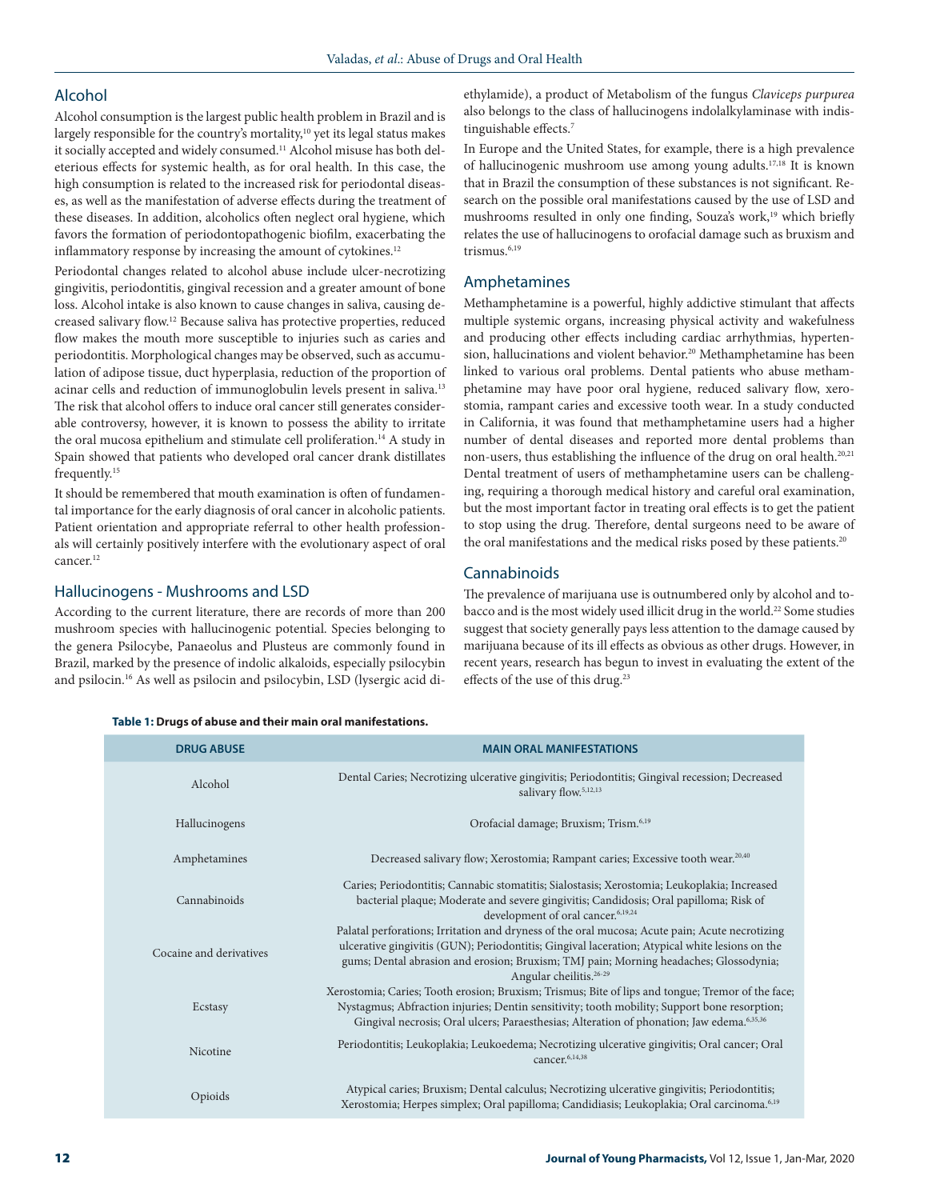## Alcohol

Alcohol consumption is the largest public health problem in Brazil and is largely responsible for the country's mortality,[10] yet its legal status makes it socially accepted and widely consumed.[11] Alcohol misuse has both deleterious effects for systemic health, as for oral health. In this case, the high consumption is related to the increased risk for periodontal diseases, as well as the manifestation of adverse effects during the treatment of these diseases. In addition, alcoholics often neglect oral hygiene, which favors the formation of periodontopathogenic biofilm, exacerbating the inflammatory response by increasing the amount of cytokines.[12]

Periodontal changes related to alcohol abuse include ulcer-necrotizing gingivitis, periodontitis, gingival recession and a greater amount of bone loss. Alcohol intake is also known to cause changes in saliva, causing decreased salivary flow.[12] Because saliva has protective properties, reduced flow makes the mouth more susceptible to injuries such as caries and periodontitis. Morphological changes may be observed, such as accumulation of adipose tissue, duct hyperplasia, reduction of the proportion of acinar cells and reduction of immunoglobulin levels present in saliva.[13] The risk that alcohol offers to induce oral cancer still generates considerable controversy, however, it is known to possess the ability to irritate the oral mucosa epithelium and stimulate cell proliferation.[14] A study in Spain showed that patients who developed oral cancer drank distillates frequently.[15]

It should be remembered that mouth examination is often of fundamental importance for the early diagnosis of oral cancer in alcoholic patients. Patient orientation and appropriate referral to other health professionals will certainly positively interfere with the evolutionary aspect of oral cancer.[12]

## Hallucinogens - Mushrooms and LSD

According to the current literature, there are records of more than 200 mushroom species with hallucinogenic potential. Species belonging to the genera Psilocybe, Panaeolus and Plusteus are commonly found in Brazil, marked by the presence of indolic alkaloids, especially psilocybin and psilocin.[16] As well as psilocin and psilocybin, LSD (lysergic acid diethylamide), a product of Metabolism of the fungus *Claviceps purpurea* also belongs to the class of hallucinogens indolalkylaminase with indistinguishable effects.[7]

In Europe and the United States, for example, there is a high prevalence of hallucinogenic mushroom use among young adults.[17,18] It is known that in Brazil the consumption of these substances is not significant. Research on the possible oral manifestations caused by the use of LSD and mushrooms resulted in only one finding, Souza's work,[19] which briefly relates the use of hallucinogens to orofacial damage such as bruxism and trismus.[6,19]

## Amphetamines

Methamphetamine is a powerful, highly addictive stimulant that affects multiple systemic organs, increasing physical activity and wakefulness and producing other effects including cardiac arrhythmias, hypertension, hallucinations and violent behavior.[20] Methamphetamine has been linked to various oral problems. Dental patients who abuse methamphetamine may have poor oral hygiene, reduced salivary flow, xerostomia, rampant caries and excessive tooth wear. In a study conducted in California, it was found that methamphetamine users had a higher number of dental diseases and reported more dental problems than non-users, thus establishing the influence of the drug on oral health.[20,21] Dental treatment of users of methamphetamine users can be challenging, requiring a thorough medical history and careful oral examination, but the most important factor in treating oral effects is to get the patient to stop using the drug. Therefore, dental surgeons need to be aware of the oral manifestations and the medical risks posed by these patients.[20]

## Cannabinoids

The prevalence of marijuana use is outnumbered only by alcohol and tobacco and is the most widely used illicit drug in the world.[22] Some studies suggest that society generally pays less attention to the damage caused by marijuana because of its ill effects as obvious as other drugs. However, in recent years, research has begun to invest in evaluating the extent of the effects of the use of this drug.[23]

**Table 1: Drugs of abuse and their main oral manifestations.**

| DRUG ABUSE | MAIN ORAL MANIFESTATIONS |
|---|---|
| Alcohol | Dental Caries; Necrotizing ulcerative gingivitis; Periodontitis; Gingival recession; Decreased salivary flow.[5,12,13] |
| Hallucinogens | Orofacial damage; Bruxism; Trism.[6,19] |
| Amphetamines | Decreased salivary flow; Xerostomia; Rampant caries; Excessive tooth wear.[20,40] |
| Cannabinoids | Caries; Periodontitis; Cannabic stomatitis; Sialostasis; Xerostomia; Leukoplakia; Increased bacterial plaque; Moderate and severe gingivitis; Candidosis; Oral papilloma; Risk of development of oral cancer.[6,19,24] |
| Cocaine and derivatives | Palatal perforations; Irritation and dryness of the oral mucosa; Acute pain; Acute necrotizing ulcerative gingivitis (GUN); Periodontitis; Gingival laceration; Atypical white lesions on the gums; Dental abrasion and erosion; Bruxism; TMJ pain; Morning headaches; Glossodynia; Angular cheilitis.[26-29] |
| Ecstasy | Xerostomia; Caries; Tooth erosion; Bruxism; Trismus; Bite of lips and tongue; Tremor of the face; Nystagmus; Abfraction injuries; Dentin sensitivity; tooth mobility; Support bone resorption; Gingival necrosis; Oral ulcers; Paraesthesias; Alteration of phonation; Jaw edema.[6,35,36] |
| Nicotine | Periodontitis; Leukoplakia; Leukoedema; Necrotizing ulcerative gingivitis; Oral cancer; Oral cancer.[6,14,38] |
| Opioids | Atypical caries; Bruxism; Dental calculus; Necrotizing ulcerative gingivitis; Periodontitis; Xerostomia; Herpes simplex; Oral papilloma; Candidiasis; Leukoplakia; Oral carcinoma.[6,19] |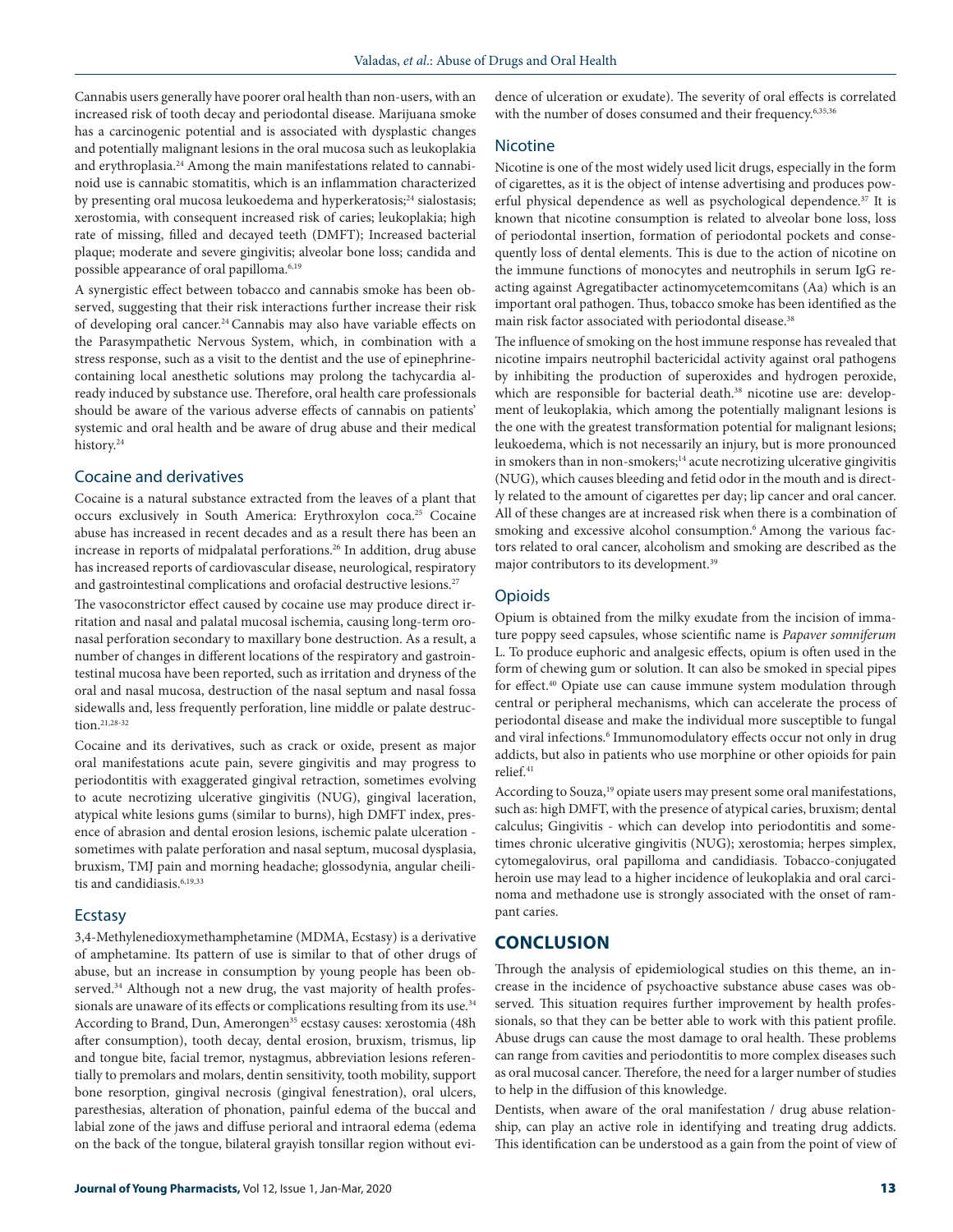Cannabis users generally have poorer oral health than non-users, with an increased risk of tooth decay and periodontal disease. Marijuana smoke has a carcinogenic potential and is associated with dysplastic changes and potentially malignant lesions in the oral mucosa such as leukoplakia and erythroplasia.[24] Among the main manifestations related to cannabinoid use is cannabic stomatitis, which is an inflammation characterized by presenting oral mucosa leukoedema and hyperkeratosis;[24] sialostasis; xerostomia, with consequent increased risk of caries; leukoplakia; high rate of missing, filled and decayed teeth (DMFT); Increased bacterial plaque; moderate and severe gingivitis; alveolar bone loss; candida and possible appearance of oral papilloma.[6,19]

A synergistic effect between tobacco and cannabis smoke has been observed, suggesting that their risk interactions further increase their risk of developing oral cancer.[24] Cannabis may also have variable effects on the Parasympathetic Nervous System, which, in combination with a stress response, such as a visit to the dentist and the use of epinephrine-containing local anesthetic solutions may prolong the tachycardia already induced by substance use. Therefore, oral health care professionals should be aware of the various adverse effects of cannabis on patients' systemic and oral health and be aware of drug abuse and their medical history.[24]

## Cocaine and derivatives

Cocaine is a natural substance extracted from the leaves of a plant that occurs exclusively in South America: Erythroxylon coca.[25] Cocaine abuse has increased in recent decades and as a result there has been an increase in reports of midpalatal perforations.[26] In addition, drug abuse has increased reports of cardiovascular disease, neurological, respiratory and gastrointestinal complications and orofacial destructive lesions.[27]

The vasoconstrictor effect caused by cocaine use may produce direct irritation and nasal and palatal mucosal ischemia, causing long-term oronasal perforation secondary to maxillary bone destruction. As a result, a number of changes in different locations of the respiratory and gastrointestinal mucosa have been reported, such as irritation and dryness of the oral and nasal mucosa, destruction of the nasal septum and nasal fossa sidewalls and, less frequently perforation, line middle or palate destruction.[21,28-32]

Cocaine and its derivatives, such as crack or oxide, present as major oral manifestations acute pain, severe gingivitis and may progress to periodontitis with exaggerated gingival retraction, sometimes evolving to acute necrotizing ulcerative gingivitis (NUG), gingival laceration, atypical white lesions gums (similar to burns), high DMFT index, presence of abrasion and dental erosion lesions, ischemic palate ulceration - sometimes with palate perforation and nasal septum, mucosal dysplasia, bruxism, TMJ pain and morning headache; glossodynia, angular cheilitis and candidiasis.[6,19,33]

## Ecstasy

3,4-Methylenedioxymethamphetamine (MDMA, Ecstasy) is a derivative of amphetamine. Its pattern of use is similar to that of other drugs of abuse, but an increase in consumption by young people has been observed.[34] Although not a new drug, the vast majority of health professionals are unaware of its effects or complications resulting from its use.[34] According to Brand, Dun, Amerongen[35] ecstasy causes: xerostomia (48h after consumption), tooth decay, dental erosion, bruxism, trismus, lip and tongue bite, facial tremor, nystagmus, abbreviation lesions referentially to premolars and molars, dentin sensitivity, tooth mobility, support bone resorption, gingival necrosis (gingival fenestration), oral ulcers, paresthesias, alteration of phonation, painful edema of the buccal and labial zone of the jaws and diffuse perioral and intraoral edema (edema on the back of the tongue, bilateral grayish tonsillar region without evidence of ulceration or exudate). The severity of oral effects is correlated with the number of doses consumed and their frequency.[6,35,36]

## Nicotine

Nicotine is one of the most widely used licit drugs, especially in the form of cigarettes, as it is the object of intense advertising and produces powerful physical dependence as well as psychological dependence.[37] It is known that nicotine consumption is related to alveolar bone loss, loss of periodontal insertion, formation of periodontal pockets and consequently loss of dental elements. This is due to the action of nicotine on the immune functions of monocytes and neutrophils in serum IgG reacting against Agregatibacter actinomycetemcomitans (Aa) which is an important oral pathogen. Thus, tobacco smoke has been identified as the main risk factor associated with periodontal disease.[38]

The influence of smoking on the host immune response has revealed that nicotine impairs neutrophil bactericidal activity against oral pathogens by inhibiting the production of superoxides and hydrogen peroxide, which are responsible for bacterial death.[38] nicotine use are: development of leukoplakia, which among the potentially malignant lesions is the one with the greatest transformation potential for malignant lesions; leukoedema, which is not necessarily an injury, but is more pronounced in smokers than in non-smokers;[14] acute necrotizing ulcerative gingivitis (NUG), which causes bleeding and fetid odor in the mouth and is directly related to the amount of cigarettes per day; lip cancer and oral cancer. All of these changes are at increased risk when there is a combination of smoking and excessive alcohol consumption.[6] Among the various factors related to oral cancer, alcoholism and smoking are described as the major contributors to its development.[39]

## Opioids

Opium is obtained from the milky exudate from the incision of immature poppy seed capsules, whose scientific name is *Papaver somniferum* L. To produce euphoric and analgesic effects, opium is often used in the form of chewing gum or solution. It can also be smoked in special pipes for effect.[40] Opiate use can cause immune system modulation through central or peripheral mechanisms, which can accelerate the process of periodontal disease and make the individual more susceptible to fungal and viral infections.[6] Immunomodulatory effects occur not only in drug addicts, but also in patients who use morphine or other opioids for pain relief.[41]

According to Souza,[19] opiate users may present some oral manifestations, such as: high DMFT, with the presence of atypical caries, bruxism; dental calculus; Gingivitis - which can develop into periodontitis and sometimes chronic ulcerative gingivitis (NUG); xerostomia; herpes simplex, cytomegalovirus, oral papilloma and candidiasis. Tobacco-conjugated heroin use may lead to a higher incidence of leukoplakia and oral carcinoma and methadone use is strongly associated with the onset of rampant caries.

# CONCLUSION

Through the analysis of epidemiological studies on this theme, an increase in the incidence of psychoactive substance abuse cases was observed. This situation requires further improvement by health professionals, so that they can be better able to work with this patient profile. Abuse drugs can cause the most damage to oral health. These problems can range from cavities and periodontitis to more complex diseases such as oral mucosal cancer. Therefore, the need for a larger number of studies to help in the diffusion of this knowledge.

Dentists, when aware of the oral manifestation / drug abuse relationship, can play an active role in identifying and treating drug addicts. This identification can be understood as a gain from the point of view of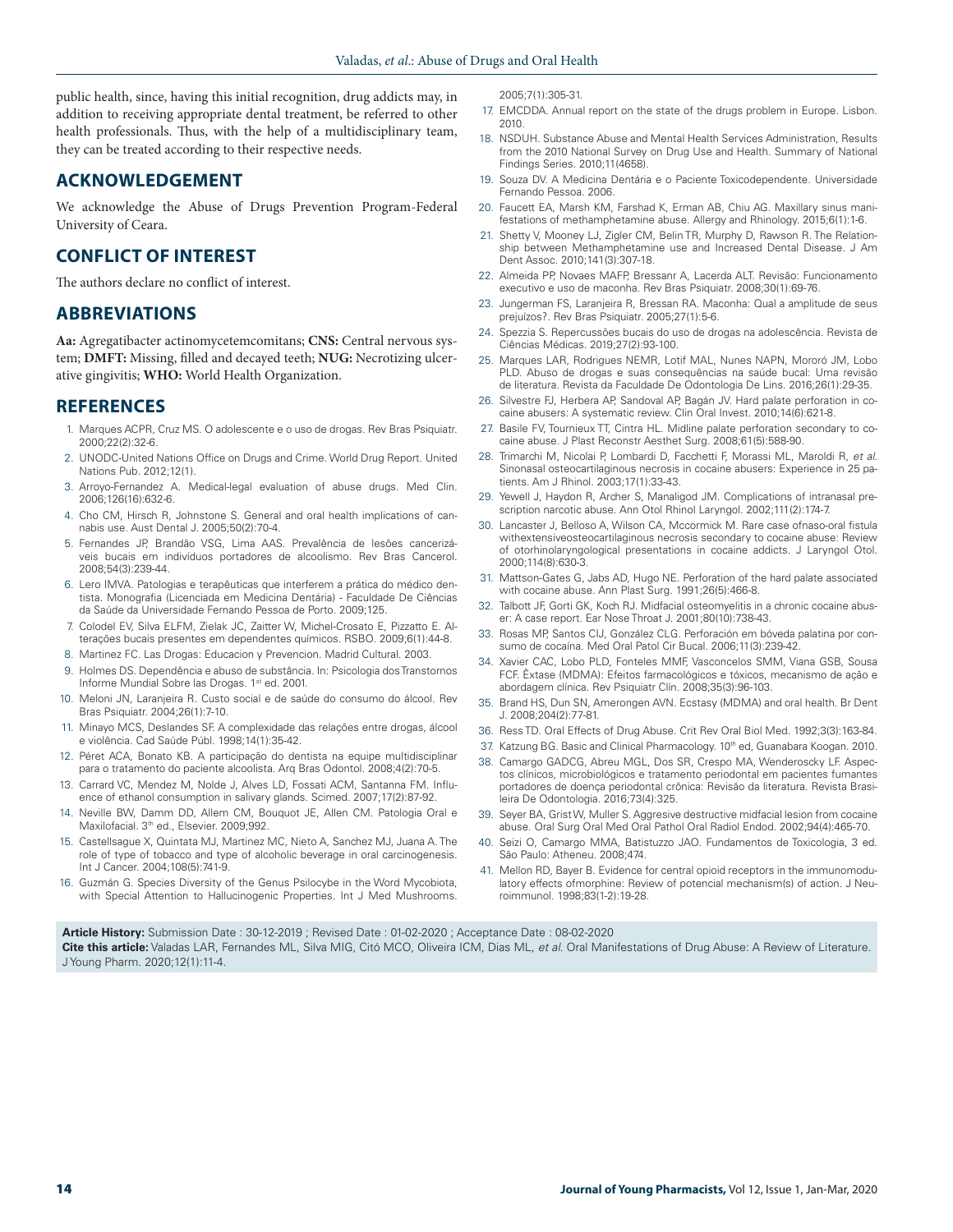public health, since, having this initial recognition, drug addicts may, in addition to receiving appropriate dental treatment, be referred to other health professionals. Thus, with the help of a multidisciplinary team, they can be treated according to their respective needs.

## ACKNOWLEDGEMENT

We acknowledge the Abuse of Drugs Prevention Program-Federal University of Ceara.

## CONFLICT OF INTEREST

The authors declare no conflict of interest.

## ABBREVIATIONS

**Aa:** Agregatibacter actinomycetemcomitans; **CNS:** Central nervous system; **DMFT:** Missing, filled and decayed teeth; **NUG:** Necrotizing ulcerative gingivitis; **WHO:** World Health Organization.

## REFERENCES

1. Marques ACPR, Cruz MS. O adolescente e o uso de drogas. Rev Bras Psiquiatr. 2000;22(2):32-6.
2. UNODC-United Nations Office on Drugs and Crime. World Drug Report. United Nations Pub. 2012;12(1).
3. Arroyo-Fernandez A. Medical-legal evaluation of abuse drugs. Med Clin. 2006;126(16):632-6.
4. Cho CM, Hirsch R, Johnstone S. General and oral health implications of cannabis use. Aust Dental J. 2005;50(2):70-4.
5. Fernandes JP, Brandão VSG, Lima AAS. Prevalência de lesões cancerizáveis bucais em indivíduos portadores de alcoolismo. Rev Bras Cancerol. 2008;54(3):239-44.
6. Lero IMVA. Patologias e terapêuticas que interferem a prática do médico dentista. Monografia (Licenciada em Medicina Dentária) - Faculdade De Ciências da Saúde da Universidade Fernando Pessoa de Porto. 2009;125.
7. Colodel EV, Silva ELFM, Zielak JC, Zaitter W, Michel-Crosato E, Pizzatto E. Alterações bucais presentes em dependentes químicos. RSBO. 2009;6(1):44-8.
8. Martinez FC. Las Drogas: Educacion y Prevencion. Madrid Cultural. 2003.
9. Holmes DS. Dependência e abuso de substância. In: Psicologia dos Transtornos Informe Mundial Sobre las Drogas. 1st ed. 2001.
10. Meloni JN, Laranjeira R. Custo social e de saúde do consumo do álcool. Rev Bras Psiquiatr. 2004;26(1):7-10.
11. Minayo MCS, Deslandes SF. A complexidade das relações entre drogas, álcool e violência. Cad Saúde Públ. 1998;14(1):35-42.
12. Péret ACA, Bonato KB. A participação do dentista na equipe multidisciplinar para o tratamento do paciente alcoolista. Arq Bras Odontol. 2008;4(2):70-5.
13. Carrard VC, Mendez M, Nolde J, Alves LD, Fossati ACM, Santanna FM. Influence of ethanol consumption in salivary glands. Scimed. 2007;17(2):87-92.
14. Neville BW, Damm DD, Allem CM, Bouquot JE, Allen CM. Patologia Oral e Maxilofacial. 3th ed., Elsevier. 2009;992.
15. Castellsague X, Quintata MJ, Martinez MC, Nieto A, Sanchez MJ, Juana A. The role of type of tobacco and type of alcoholic beverage in oral carcinogenesis. Int J Cancer. 2004;108(5):741-9.
16. Guzmán G. Species Diversity of the Genus Psilocybe in the Word Mycobiota, with Special Attention to Hallucinogenic Properties. Int J Med Mushrooms. 2005;7(1):305-31.
17. EMCDDA. Annual report on the state of the drugs problem in Europe. Lisbon. 2010.
18. NSDUH. Substance Abuse and Mental Health Services Administration, Results from the 2010 National Survey on Drug Use and Health. Summary of National Findings Series. 2010;11(4658).
19. Souza DV. A Medicina Dentária e o Paciente Toxicodependente. Universidade Fernando Pessoa. 2006.
20. Faucett EA, Marsh KM, Farshad K, Erman AB, Chiu AG. Maxillary sinus manifestations of methamphetamine abuse. Allergy and Rhinology. 2015;6(1):1-6.
21. Shetty V, Mooney LJ, Zigler CM, Belin TR, Murphy D, Rawson R. The Relationship between Methamphetamine use and Increased Dental Disease. J Am Dent Assoc. 2010;141(3):307-18.
22. Almeida PP, Novaes MAFP, Bressanr A, Lacerda ALT. Revisão: Funcionamento executivo e uso de maconha. Rev Bras Psiquiatr. 2008;30(1):69-76.
23. Jungerman FS, Laranjeira R, Bressan RA. Maconha: Qual a amplitude de seus prejuízos?. Rev Bras Psiquiatr. 2005;27(1):5-6.
24. Spezzia S. Repercussões bucais do uso de drogas na adolescência. Revista de Ciências Médicas. 2019;27(2):93-100.
25. Marques LAR, Rodrigues NEMR, Lotif MAL, Nunes NAPN, Mororó JM, Lobo PLD. Abuso de drogas e suas consequências na saúde bucal: Uma revisão de literatura. Revista da Faculdade De Odontologia De Lins. 2016;26(1):29-35.
26. Silvestre FJ, Herbera AP, Sandoval AP, Bagán JV. Hard palate perforation in cocaine abusers: A systematic review. Clin Oral Invest. 2010;14(6):621-8.
27. Basile FV, Tournieux TT, Cintra HL. Midline palate perforation secondary to cocaine abuse. J Plast Reconstr Aesthet Surg. 2008;61(5):588-90.
28. Trimarchi M, Nicolai P, Lombardi D, Facchetti F, Morassi ML, Maroldi R, *et al.* Sinonasal osteocartilaginous necrosis in cocaine abusers: Experience in 25 patients. Am J Rhinol. 2003;17(1):33-43.
29. Yewell J, Haydon R, Archer S, Manaligod JM. Complications of intranasal prescription narcotic abuse. Ann Otol Rhinol Laryngol. 2002;111(2):174-7.
30. Lancaster J, Belloso A, Wilson CA, Mccormick M. Rare case ofnaso-oral fistula withextensiveosteocartilaginous necrosis secondary to cocaine abuse: Review of otorhinolaryngological presentations in cocaine addicts. J Laryngol Otol. 2000;114(8):630-3.
31. Mattson-Gates G, Jabs AD, Hugo NE. Perforation of the hard palate associated with cocaine abuse. Ann Plast Surg. 1991;26(5):466-8.
32. Talbott JF, Gorti GK, Koch RJ. Midfacial osteomyelitis in a chronic cocaine abuser: A case report. Ear Nose Throat J. 2001;80(10):738-43.
33. Rosas MP, Santos CIJ, González CLG. Perforación em bóveda palatina por consumo de cocaína. Med Oral Patol Cir Bucal. 2006;11(3):239-42.
34. Xavier CAC, Lobo PLD, Fonteles MMF, Vasconcelos SMM, Viana GSB, Sousa FCF. Êxtase (MDMA): Efeitos farmacológicos e tóxicos, mecanismo de ação e abordagem clínica. Rev Psiquiatr Clín. 2008;35(3):96-103.
35. Brand HS, Dun SN, Amerongen AVN. Ecstasy (MDMA) and oral health. Br Dent J. 2008;204(2):77-81.
36. Ress TD. Oral Effects of Drug Abuse. Crit Rev Oral Biol Med. 1992;3(3):163-84.
37. Katzung BG. Basic and Clinical Pharmacology. 10th ed, Guanabara Koogan. 2010.
38. Camargo GADCG, Abreu MGL, Dos SR, Crespo MA, Wenderoscky LF. Aspectos clínicos, microbiológicos e tratamento periodontal em pacientes fumantes portadores de doença periodontal crônica: Revisão da literatura. Revista Brasileira De Odontologia. 2016;73(4):325.
39. Seyer BA, Grist W, Muller S. Aggresive destructive midfacial lesion from cocaine abuse. Oral Surg Oral Med Oral Pathol Oral Radiol Endod. 2002;94(4):465-70.
40. Seizi O, Camargo MMA, Batistuzzo JAO. Fundamentos de Toxicologia, 3 ed. São Paulo: Atheneu. 2008;474.
41. Mellon RD, Bayer B. Evidence for central opioid receptors in the immunomodulatory effects ofmorphine: Review of potencial mechanism(s) of action. J Neuroimmunol. 1998;83(1-2):19-28.

**Article History:** Submission Date : 30-12-2019 ; Revised Date : 01-02-2020 ; Acceptance Date : 08-02-2020

**Cite this article:** Valadas LAR, Fernandes ML, Silva MIG, Citó MCO, Oliveira ICM, Dias ML, *et al.* Oral Manifestations of Drug Abuse: A Review of Literature. J Young Pharm. 2020;12(1):11-4.